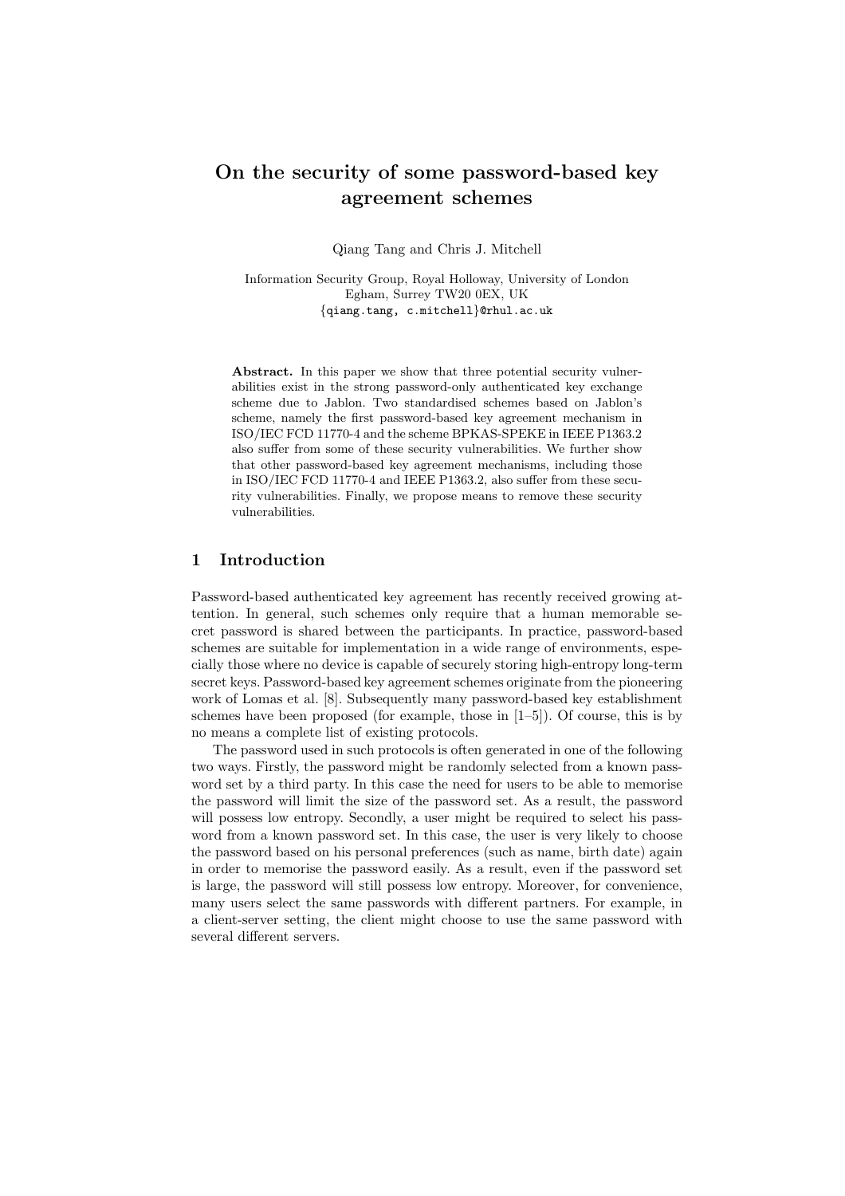# On the security of some password-based key agreement schemes

Qiang Tang and Chris J. Mitchell

Information Security Group, Royal Holloway, University of London
Egham, Surrey TW20 0EX, UK
{qiang.tang, c.mitchell}@rhul.ac.uk

**Abstract.** In this paper we show that three potential security vulnerabilities exist in the strong password-only authenticated key exchange scheme due to Jablon. Two standardised schemes based on Jablon's scheme, namely the first password-based key agreement mechanism in ISO/IEC FCD 11770-4 and the scheme BPKAS-SPEKE in IEEE P1363.2 also suffer from some of these security vulnerabilities. We further show that other password-based key agreement mechanisms, including those in ISO/IEC FCD 11770-4 and IEEE P1363.2, also suffer from these security vulnerabilities. Finally, we propose means to remove these security vulnerabilities.

## 1 Introduction

Password-based authenticated key agreement has recently received growing attention. In general, such schemes only require that a human memorable secret password is shared between the participants. In practice, password-based schemes are suitable for implementation in a wide range of environments, especially those where no device is capable of securely storing high-entropy long-term secret keys. Password-based key agreement schemes originate from the pioneering work of Lomas et al. [8]. Subsequently many password-based key establishment schemes have been proposed (for example, those in [1–5]). Of course, this is by no means a complete list of existing protocols.

The password used in such protocols is often generated in one of the following two ways. Firstly, the password might be randomly selected from a known password set by a third party. In this case the need for users to be able to memorise the password will limit the size of the password set. As a result, the password will possess low entropy. Secondly, a user might be required to select his password from a known password set. In this case, the user is very likely to choose the password based on his personal preferences (such as name, birth date) again in order to memorise the password easily. As a result, even if the password set is large, the password will still possess low entropy. Moreover, for convenience, many users select the same passwords with different partners. For example, in a client-server setting, the client might choose to use the same password with several different servers.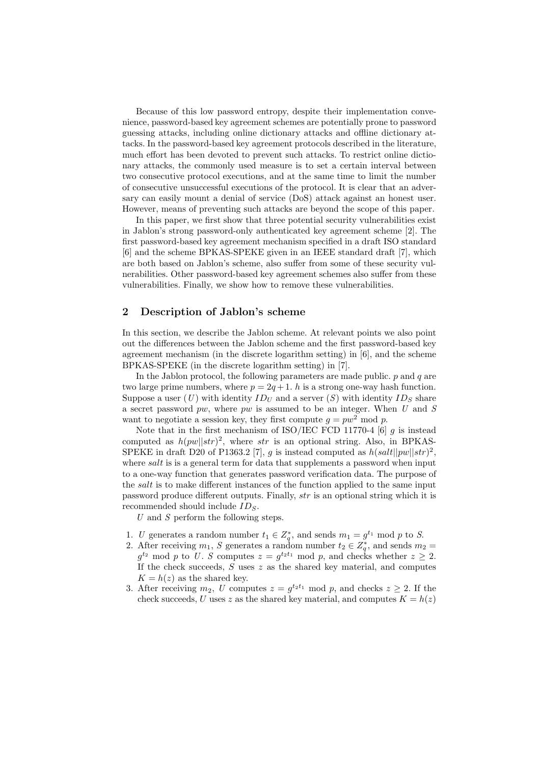Because of this low password entropy, despite their implementation convenience, password-based key agreement schemes are potentially prone to password guessing attacks, including online dictionary attacks and offline dictionary attacks. In the password-based key agreement protocols described in the literature, much effort has been devoted to prevent such attacks. To restrict online dictionary attacks, the commonly used measure is to set a certain interval between two consecutive protocol executions, and at the same time to limit the number of consecutive unsuccessful executions of the protocol. It is clear that an adversary can easily mount a denial of service (DoS) attack against an honest user. However, means of preventing such attacks are beyond the scope of this paper.

In this paper, we first show that three potential security vulnerabilities exist in Jablon's strong password-only authenticated key agreement scheme [2]. The first password-based key agreement mechanism specified in a draft ISO standard [6] and the scheme BPKAS-SPEKE given in an IEEE standard draft [7], which are both based on Jablon's scheme, also suffer from some of these security vulnerabilities. Other password-based key agreement schemes also suffer from these vulnerabilities. Finally, we show how to remove these vulnerabilities.

## 2 Description of Jablon's scheme

In this section, we describe the Jablon scheme. At relevant points we also point out the differences between the Jablon scheme and the first password-based key agreement mechanism (in the discrete logarithm setting) in [6], and the scheme BPKAS-SPEKE (in the discrete logarithm setting) in [7].

In the Jablon protocol, the following parameters are made public. $p$ and $q$ are two large prime numbers, where $p = 2q+1$. $h$ is a strong one-way hash function. Suppose a user ($U$) with identity $ID_U$ and a server ($S$) with identity $ID_S$ share a secret password $pw$, where $pw$ is assumed to be an integer. When $U$ and $S$ want to negotiate a session key, they first compute $g = pw^2 \bmod p$.

Note that in the first mechanism of ISO/IEC FCD 11770-4 [6] $g$ is instead computed as $h(pw||str)^2$, where $str$ is an optional string. Also, in BPKAS-SPEKE in draft D20 of P1363.2 [7], $g$ is instead computed as $h(salt||pw||str)^2$, where *salt* is a general term for data that supplements a password when input to a one-way function that generates password verification data. The purpose of the *salt* is to make different instances of the function applied to the same input password produce different outputs. Finally, *str* is an optional string which it is recommended should include $ID_S$.

$U$ and $S$ perform the following steps.

1. $U$ generates a random number $t_1 \in Z_q^*$, and sends $m_1 = g^{t_1} \bmod p$ to $S$.
2. After receiving $m_1$, $S$ generates a random number $t_2 \in Z_q^*$, and sends $m_2 = g^{t_2} \bmod p$ to $U$. $S$ computes $z = g^{t_2 t_1} \bmod p$, and checks whether $z \geq 2$. If the check succeeds, $S$ uses $z$ as the shared key material, and computes $K = h(z)$ as the shared key.
3. After receiving $m_2$, $U$ computes $z = g^{t_2 t_1} \bmod p$, and checks $z \geq 2$. If the check succeeds, $U$ uses $z$ as the shared key material, and computes $K = h(z)$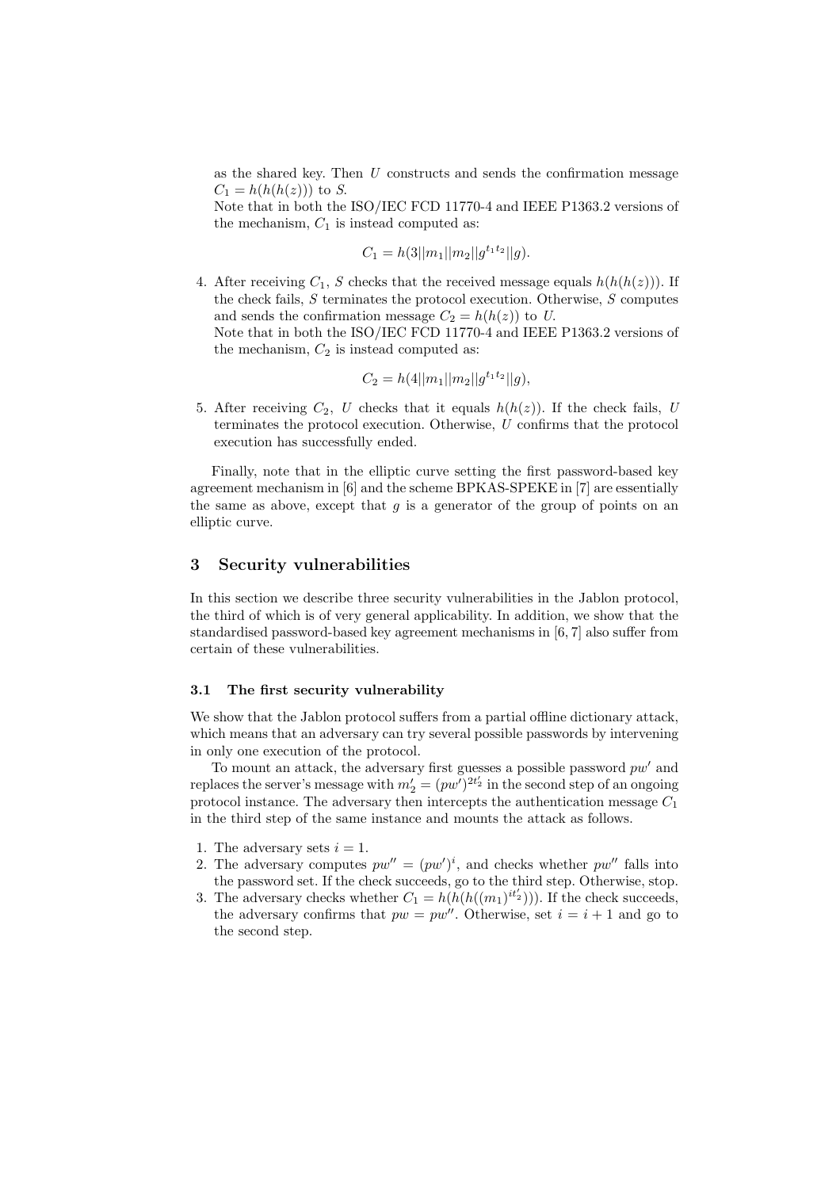as the shared key. Then $U$ constructs and sends the confirmation message $C_1 = h(h(h(z)))$ to $S$.
Note that in both the ISO/IEC FCD 11770-4 and IEEE P1363.2 versions of the mechanism, $C_1$ is instead computed as:

$$C_1 = h(3||m_1||m_2||g^{t_1t_2}||g).$$

4. After receiving $C_1$, $S$ checks that the received message equals $h(h(h(z)))$. If the check fails, $S$ terminates the protocol execution. Otherwise, $S$ computes and sends the confirmation message $C_2 = h(h(z))$ to $U$.
Note that in both the ISO/IEC FCD 11770-4 and IEEE P1363.2 versions of the mechanism, $C_2$ is instead computed as:

$$C_2 = h(4||m_1||m_2||g^{t_1t_2}||g),$$

5. After receiving $C_2$, $U$ checks that it equals $h(h(z))$. If the check fails, $U$ terminates the protocol execution. Otherwise, $U$ confirms that the protocol execution has successfully ended.

Finally, note that in the elliptic curve setting the first password-based key agreement mechanism in [6] and the scheme BPKAS-SPEKE in [7] are essentially the same as above, except that $g$ is a generator of the group of points on an elliptic curve.

## 3 Security vulnerabilities

In this section we describe three security vulnerabilities in the Jablon protocol, the third of which is of very general applicability. In addition, we show that the standardised password-based key agreement mechanisms in [6, 7] also suffer from certain of these vulnerabilities.

### 3.1 The first security vulnerability

We show that the Jablon protocol suffers from a partial offline dictionary attack, which means that an adversary can try several possible passwords by intervening in only one execution of the protocol.

To mount an attack, the adversary first guesses a possible password $pw'$ and replaces the server's message with $m_2' = (pw')^{2t_2'}$ in the second step of an ongoing protocol instance. The adversary then intercepts the authentication message $C_1$ in the third step of the same instance and mounts the attack as follows.

1. The adversary sets $i = 1$.
2. The adversary computes $pw'' = (pw')^i$, and checks whether $pw''$ falls into the password set. If the check succeeds, go to the third step. Otherwise, stop.
3. The adversary checks whether $C_1 = h(h(h((m_1)^{it_2'})))$. If the check succeeds, the adversary confirms that $pw = pw''$. Otherwise, set $i = i + 1$ and go to the second step.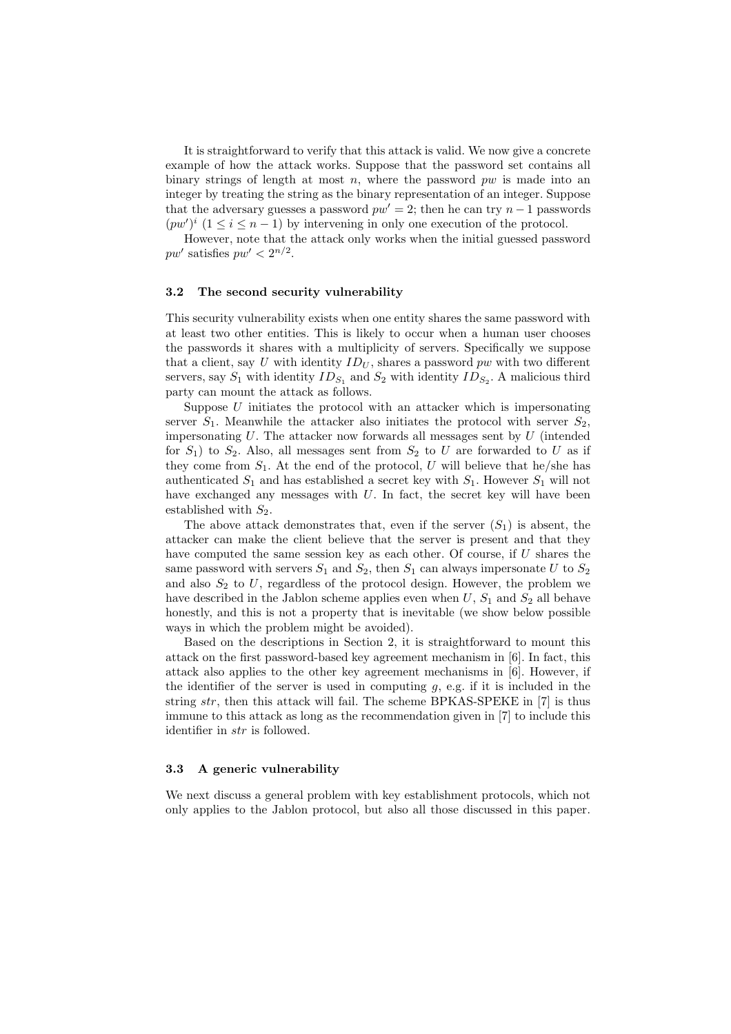It is straightforward to verify that this attack is valid. We now give a concrete example of how the attack works. Suppose that the password set contains all binary strings of length at most $n$, where the password $pw$ is made into an integer by treating the string as the binary representation of an integer. Suppose that the adversary guesses a password $pw' = 2$; then he can try $n-1$ passwords $(pw')^i$ $(1 \leq i \leq n-1)$ by intervening in only one execution of the protocol.

However, note that the attack only works when the initial guessed password $pw'$ satisfies $pw' < 2^{n/2}$.

### 3.2 The second security vulnerability

This security vulnerability exists when one entity shares the same password with at least two other entities. This is likely to occur when a human user chooses the passwords it shares with a multiplicity of servers. Specifically we suppose that a client, say $U$ with identity $ID_U$, shares a password $pw$ with two different servers, say $S_1$ with identity $ID_{S_1}$ and $S_2$ with identity $ID_{S_2}$. A malicious third party can mount the attack as follows.

Suppose $U$ initiates the protocol with an attacker which is impersonating server $S_1$. Meanwhile the attacker also initiates the protocol with server $S_2$, impersonating $U$. The attacker now forwards all messages sent by $U$ (intended for $S_1$) to $S_2$. Also, all messages sent from $S_2$ to $U$ are forwarded to $U$ as if they come from $S_1$. At the end of the protocol, $U$ will believe that he/she has authenticated $S_1$ and has established a secret key with $S_1$. However $S_1$ will not have exchanged any messages with $U$. In fact, the secret key will have been established with $S_2$.

The above attack demonstrates that, even if the server ($S_1$) is absent, the attacker can make the client believe that the server is present and that they have computed the same session key as each other. Of course, if $U$ shares the same password with servers $S_1$ and $S_2$, then $S_1$ can always impersonate $U$ to $S_2$ and also $S_2$ to $U$, regardless of the protocol design. However, the problem we have described in the Jablon scheme applies even when $U$, $S_1$ and $S_2$ all behave honestly, and this is not a property that is inevitable (we show below possible ways in which the problem might be avoided).

Based on the descriptions in Section 2, it is straightforward to mount this attack on the first password-based key agreement mechanism in [6]. In fact, this attack also applies to the other key agreement mechanisms in [6]. However, if the identifier of the server is used in computing $g$, e.g. if it is included in the string $str$, then this attack will fail. The scheme BPKAS-SPEKE in [7] is thus immune to this attack as long as the recommendation given in [7] to include this identifier in $str$ is followed.

### 3.3 A generic vulnerability

We next discuss a general problem with key establishment protocols, which not only applies to the Jablon protocol, but also all those discussed in this paper.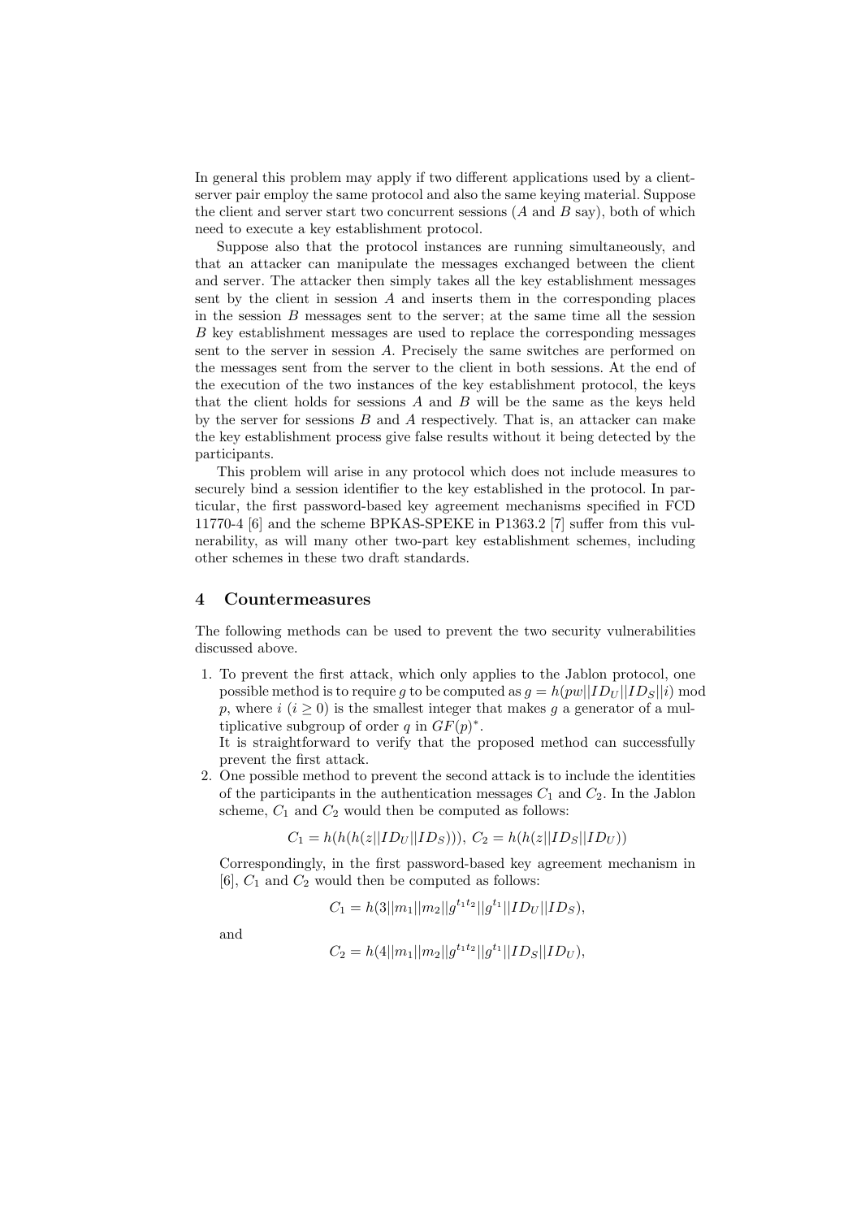In general this problem may apply if two different applications used by a client-server pair employ the same protocol and also the same keying material. Suppose the client and server start two concurrent sessions ($A$ and $B$ say), both of which need to execute a key establishment protocol.

Suppose also that the protocol instances are running simultaneously, and that an attacker can manipulate the messages exchanged between the client and server. The attacker then simply takes all the key establishment messages sent by the client in session $A$ and inserts them in the corresponding places in the session $B$ messages sent to the server; at the same time all the session $B$ key establishment messages are used to replace the corresponding messages sent to the server in session $A$. Precisely the same switches are performed on the messages sent from the server to the client in both sessions. At the end of the execution of the two instances of the key establishment protocol, the keys that the client holds for sessions $A$ and $B$ will be the same as the keys held by the server for sessions $B$ and $A$ respectively. That is, an attacker can make the key establishment process give false results without it being detected by the participants.

This problem will arise in any protocol which does not include measures to securely bind a session identifier to the key established in the protocol. In particular, the first password-based key agreement mechanisms specified in FCD 11770-4 [6] and the scheme BPKAS-SPEKE in P1363.2 [7] suffer from this vulnerability, as will many other two-part key establishment schemes, including other schemes in these two draft standards.

## 4 Countermeasures

The following methods can be used to prevent the two security vulnerabilities discussed above.

1. To prevent the first attack, which only applies to the Jablon protocol, one possible method is to require $g$ to be computed as $g = h(pw||ID_U||ID_S||i) \bmod p$, where $i$ ($i \geq 0$) is the smallest integer that makes $g$ a generator of a multiplicative subgroup of order $q$ in $GF(p)^*$.
   It is straightforward to verify that the proposed method can successfully prevent the first attack.
2. One possible method to prevent the second attack is to include the identities of the participants in the authentication messages $C_1$ and $C_2$. In the Jablon scheme, $C_1$ and $C_2$ would then be computed as follows:

   $$C_1 = h(h(h(z||ID_U||ID_S))),\ C_2 = h(h(z||ID_S||ID_U))$$

   Correspondingly, in the first password-based key agreement mechanism in [6], $C_1$ and $C_2$ would then be computed as follows:

   $$C_1 = h(3||m_1||m_2||g^{t_1t_2}||g^{t_1}||ID_U||ID_S),$$

   and

   $$C_2 = h(4||m_1||m_2||g^{t_1t_2}||g^{t_1}||ID_S||ID_U),$$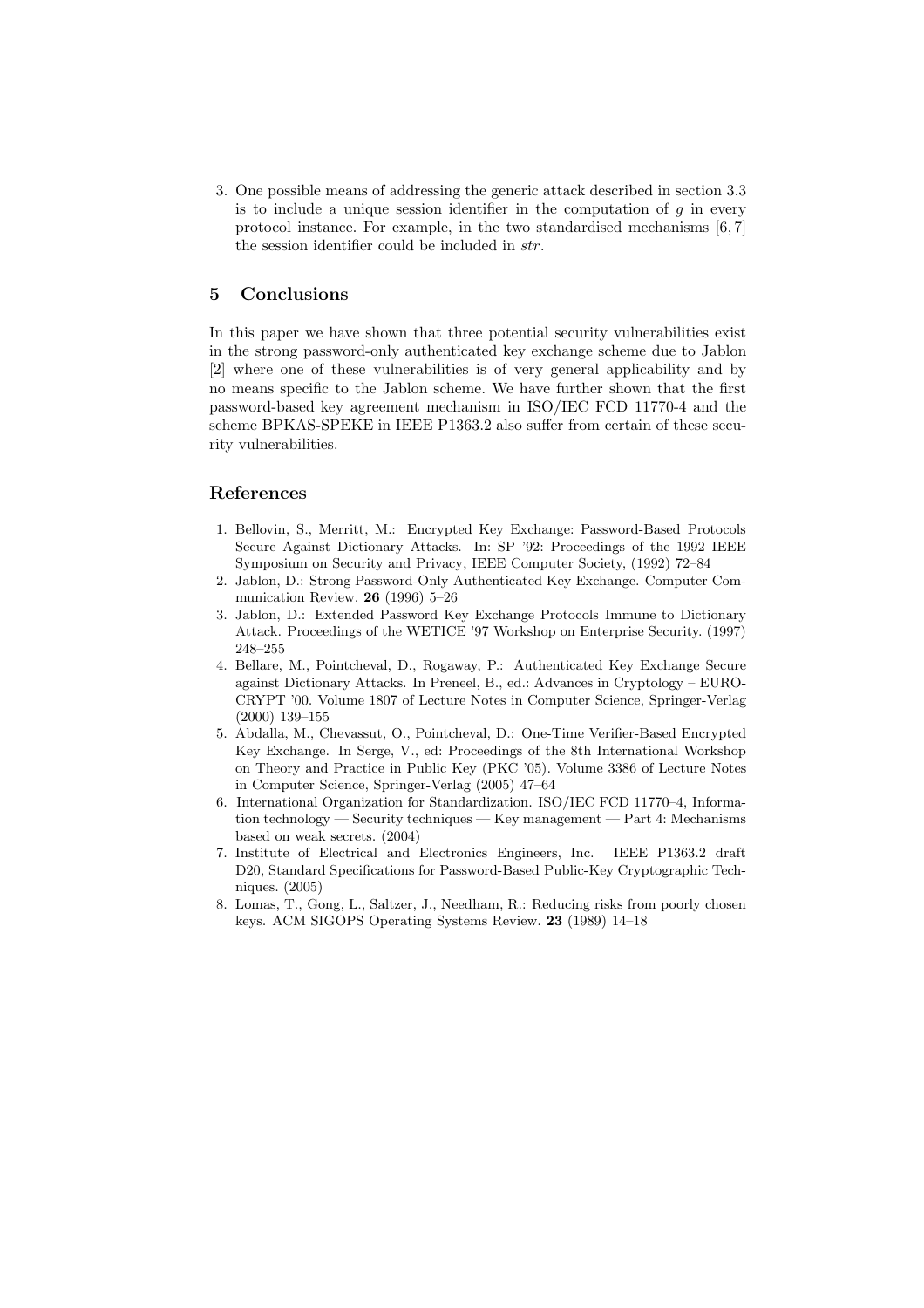3. One possible means of addressing the generic attack described in section 3.3 is to include a unique session identifier in the computation of $g$ in every protocol instance. For example, in the two standardised mechanisms [6, 7] the session identifier could be included in $str$.

## 5 Conclusions

In this paper we have shown that three potential security vulnerabilities exist in the strong password-only authenticated key exchange scheme due to Jablon [2] where one of these vulnerabilities is of very general applicability and by no means specific to the Jablon scheme. We have further shown that the first password-based key agreement mechanism in ISO/IEC FCD 11770-4 and the scheme BPKAS-SPEKE in IEEE P1363.2 also suffer from certain of these security vulnerabilities.

## References

1. Bellovin, S., Merritt, M.: Encrypted Key Exchange: Password-Based Protocols Secure Against Dictionary Attacks. In: SP '92: Proceedings of the 1992 IEEE Symposium on Security and Privacy, IEEE Computer Society, (1992) 72–84
2. Jablon, D.: Strong Password-Only Authenticated Key Exchange. Computer Communication Review. **26** (1996) 5–26
3. Jablon, D.: Extended Password Key Exchange Protocols Immune to Dictionary Attack. Proceedings of the WETICE '97 Workshop on Enterprise Security. (1997) 248–255
4. Bellare, M., Pointcheval, D., Rogaway, P.: Authenticated Key Exchange Secure against Dictionary Attacks. In Preneel, B., ed.: Advances in Cryptology – EUROCRYPT '00. Volume 1807 of Lecture Notes in Computer Science, Springer-Verlag (2000) 139–155
5. Abdalla, M., Chevassut, O., Pointcheval, D.: One-Time Verifier-Based Encrypted Key Exchange. In Serge, V., ed: Proceedings of the 8th International Workshop on Theory and Practice in Public Key (PKC '05). Volume 3386 of Lecture Notes in Computer Science, Springer-Verlag (2005) 47–64
6. International Organization for Standardization. ISO/IEC FCD 11770–4, Information technology — Security techniques — Key management — Part 4: Mechanisms based on weak secrets. (2004)
7. Institute of Electrical and Electronics Engineers, Inc. IEEE P1363.2 draft D20, Standard Specifications for Password-Based Public-Key Cryptographic Techniques. (2005)
8. Lomas, T., Gong, L., Saltzer, J., Needham, R.: Reducing risks from poorly chosen keys. ACM SIGOPS Operating Systems Review. **23** (1989) 14–18